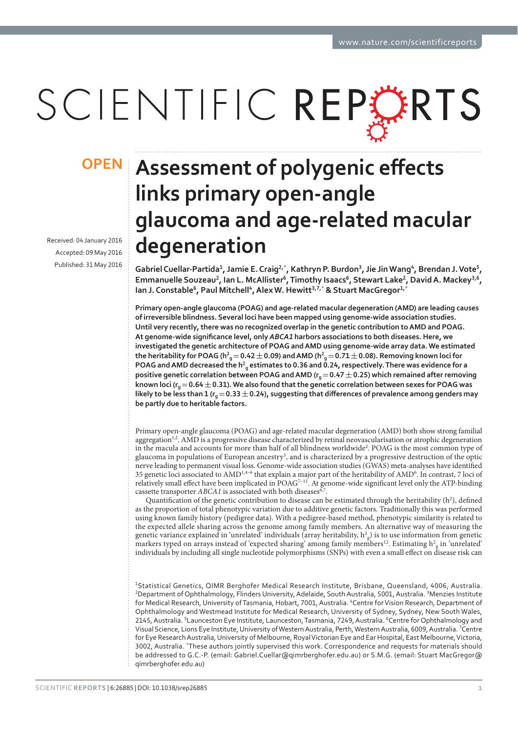OPEN

# Assessment of polygenic effects links primary open-angle glaucoma and age-related macular degeneration

Received: 04 January 2016
Accepted: 09 May 2016
Published: 31 May 2016

**Gabriel Cuellar-Partida[1], Jamie E. Craig[2,*], Kathryn P. Burdon[3], Jie Jin Wang[4], Brendan J. Vote[5], Emmanuelle Souzeau[2], Ian L. McAllister[6], Timothy Isaacs[6], Stewart Lake[2], David A. Mackey[3,6], Ian J. Constable[6], Paul Mitchell[4], Alex W. Hewitt[3,7,*] & Stuart MacGregor[1,*]**

**Primary open-angle glaucoma (POAG) and age-related macular degeneration (AMD) are leading causes of irreversible blindness. Several loci have been mapped using genome-wide association studies. Until very recently, there was no recognized overlap in the genetic contribution to AMD and POAG. At genome-wide significance level, only *ABCA1* harbors associations to both diseases. Here, we investigated the genetic architecture of POAG and AMD using genome-wide array data. We estimated the heritability for POAG ($h^2_g = 0.42 \pm 0.09$) and AMD ($h^2_g = 0.71 \pm 0.08$). Removing known loci for POAG and AMD decreased the $h^2_g$ estimates to 0.36 and 0.24, respectively. There was evidence for a positive genetic correlation between POAG and AMD ($r_g = 0.47 \pm 0.25$) which remained after removing known loci ($r_g = 0.64 \pm 0.31$). We also found that the genetic correlation between sexes for POAG was likely to be less than 1 ($r_g = 0.33 \pm 0.24$), suggesting that differences of prevalence among genders may be partly due to heritable factors.**

Primary open-angle glaucoma (POAG) and age-related macular degeneration (AMD) both show strong familial aggregation[1,2]. AMD is a progressive disease characterized by retinal neovascularisation or atrophic degeneration in the macula and accounts for more than half of all blindness worldwide[2]. POAG is the most common type of glaucoma in populations of European ancestry[3], and is characterized by a progressive destruction of the optic nerve leading to permanent visual loss. Genome-wide association studies (GWAS) meta-analyses have identified 35 genetic loci associated to AMD[1,4–6] that explain a major part of the heritability of AMD[6]. In contrast, 7 loci of relatively small effect have been implicated in POAG[7–11]. At genome-wide significant level only the ATP-binding cassette transporter *ABCA1* is associated with both diseases[6,7].

Quantification of the genetic contribution to disease can be estimated through the heritability ($h^2$), defined as the proportion of total phenotypic variation due to additive genetic factors. Traditionally this was performed using known family history (pedigree data). With a pedigree-based method, phenotypic similarity is related to the expected allele sharing across the genome among family members. An alternative way of measuring the genetic variance explained in 'unrelated' individuals (array heritability, $h^2_g$) is to use information from genetic markers typed on arrays instead of 'expected sharing' among family members[12]. Estimating $h^2_g$ in 'unrelated' individuals by including all single nucleotide polymorphisms (SNPs) with even a small effect on disease risk can

[1]Statistical Genetics, QIMR Berghofer Medical Research Institute, Brisbane, Queensland, 4006, Australia. [2]Department of Ophthalmology, Flinders University, Adelaide, South Australia, 5001, Australia. [3]Menzies Institute for Medical Research, University of Tasmania, Hobart, 7001, Australia. [4]Centre for Vision Research, Department of Ophthalmology and Westmead Institute for Medical Research, University of Sydney, Sydney, New South Wales, 2145, Australia. [5]Launceston Eye Institute, Launceston, Tasmania, 7249, Australia. [6]Centre for Ophthalmology and Visual Science, Lions Eye Institute, University of Western Australia, Perth, Western Australia, 6009, Australia. [7]Centre for Eye Research Australia, University of Melbourne, Royal Victorian Eye and Ear Hospital, East Melbourne, Victoria, 3002, Australia. *These authors jointly supervised this work. Correspondence and requests for materials should be addressed to G.C.-P. (email: Gabriel.Cuellar@qimrberghofer.edu.au) or S.M.G. (email: Stuart MacGregor@qimrberghofer.edu.au)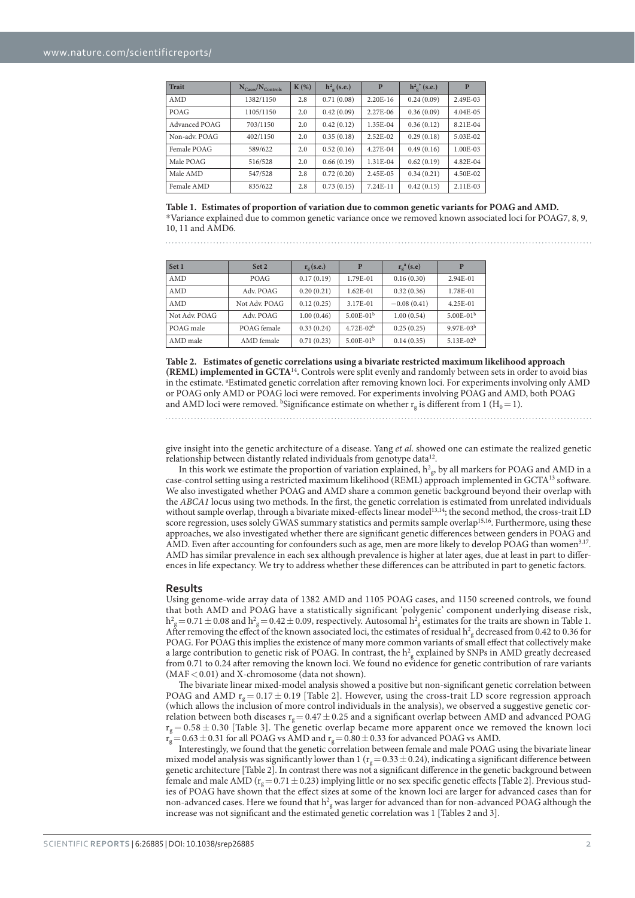| Trait | $N_{Cases}/N_{Controls}$ | K (%) | $h^2_g$ (s.e.) | P | $h^2_g{}^*$ (s.e.) | P |
|---|---|---|---|---|---|---|
| AMD | 1382/1150 | 2.8 | 0.71 (0.08) | 2.20E-16 | 0.24 (0.09) | 2.49E-03 |
| POAG | 1105/1150 | 2.0 | 0.42 (0.09) | 2.27E-06 | 0.36 (0.09) | 4.04E-05 |
| Advanced POAG | 703/1150 | 2.0 | 0.42 (0.12) | 1.35E-04 | 0.36 (0.12) | 8.21E-04 |
| Non-adv. POAG | 402/1150 | 2.0 | 0.35 (0.18) | 2.52E-02 | 0.29 (0.18) | 5.03E-02 |
| Female POAG | 589/622 | 2.0 | 0.52 (0.16) | 4.27E-04 | 0.49 (0.16) | 1.00E-03 |
| Male POAG | 516/528 | 2.0 | 0.66 (0.19) | 1.31E-04 | 0.62 (0.19) | 4.82E-04 |
| Male AMD | 547/528 | 2.8 | 0.72 (0.20) | 2.45E-05 | 0.34 (0.21) | 4.50E-02 |
| Female AMD | 835/622 | 2.8 | 0.73 (0.15) | 7.24E-11 | 0.42 (0.15) | 2.11E-03 |

**Table 1. Estimates of proportion of variation due to common genetic variants for POAG and AMD.** *Variance explained due to common genetic variance once we removed known associated loci for POAG7, 8, 9, 10, 11 and AMD6.

| Set 1 | Set 2 | $r_g$ (s.e.) | P | $r_g{}^a$ (s.e) | P |
|---|---|---|---|---|---|
| AMD | POAG | 0.17 (0.19) | 1.79E-01 | 0.16 (0.30) | 2.94E-01 |
| AMD | Adv. POAG | 0.20 (0.21) | 1.62E-01 | 0.32 (0.36) | 1.78E-01 |
| AMD | Not Adv. POAG | 0.12 (0.25) | 3.17E-01 | −0.08 (0.41) | 4.25E-01 |
| Not Adv. POAG | Adv. POAG | 1.00 (0.46) | 5.00E-01[b] | 1.00 (0.54) | 5.00E-01[b] |
| POAG male | POAG female | 0.33 (0.24) | 4.72E-02[b] | 0.25 (0.25) | 9.97E-03[b] |
| AMD male | AMD female | 0.71 (0.23) | 5.00E-01[b] | 0.14 (0.35) | 5.13E-02[b] |

**Table 2. Estimates of genetic correlations using a bivariate restricted maximum likelihood approach (REML) implemented in GCTA[14].** Controls were split evenly and randomly between sets in order to avoid bias in the estimate. [a]Estimated genetic correlation after removing known loci. For experiments involving only AMD or POAG only AMD or POAG loci were removed. For experiments involving POAG and AMD, both POAG and AMD loci were removed. [b]Significance estimate on whether $r_g$ is different from 1 ($H_0 = 1$).

give insight into the genetic architecture of a disease. Yang *et al.* showed one can estimate the realized genetic relationship between distantly related individuals from genotype data[12].

In this work we estimate the proportion of variation explained, $h^2_g$, by all markers for POAG and AMD in a case-control setting using a restricted maximum likelihood (REML) approach implemented in GCTA[13] software. We also investigated whether POAG and AMD share a common genetic background beyond their overlap with the *ABCA1* locus using two methods. In the first, the genetic correlation is estimated from unrelated individuals without sample overlap, through a bivariate mixed-effects linear model[13,14]; the second method, the cross-trait LD score regression, uses solely GWAS summary statistics and permits sample overlap[15,16]. Furthermore, using these approaches, we also investigated whether there are significant genetic differences between genders in POAG and AMD. Even after accounting for confounders such as age, men are more likely to develop POAG than women[3,17]. AMD has similar prevalence in each sex although prevalence is higher at later ages, due at least in part to differences in life expectancy. We try to address whether these differences can be attributed in part to genetic factors.

## Results

Using genome-wide array data of 1382 AMD and 1105 POAG cases, and 1150 screened controls, we found that both AMD and POAG have a statistically significant 'polygenic' component underlying disease risk, $h^2_g = 0.71 \pm 0.08$ and $h^2_g = 0.42 \pm 0.09$, respectively. Autosomal $h^2_g$ estimates for the traits are shown in Table 1. After removing the effect of the known associated loci, the estimates of residual $h^2_g$ decreased from 0.42 to 0.36 for POAG. For POAG this implies the existence of many more common variants of small effect that collectively make a large contribution to genetic risk of POAG. In contrast, the $h^2_g$ explained by SNPs in AMD greatly decreased from 0.71 to 0.24 after removing the known loci. We found no evidence for genetic contribution of rare variants (MAF < 0.01) and X-chromosome (data not shown).

The bivariate linear mixed-model analysis showed a positive but non-significant genetic correlation between POAG and AMD $r_g = 0.17 \pm 0.19$ [Table 2]. However, using the cross-trait LD score regression approach (which allows the inclusion of more control individuals in the analysis), we observed a suggestive genetic correlation between both diseases $r_g = 0.47 \pm 0.25$ and a significant overlap between AMD and advanced POAG $r_g = 0.58 \pm 0.30$ [Table 3]. The genetic overlap became more apparent once we removed the known loci $r_g = 0.63 \pm 0.31$ for all POAG vs AMD and $r_g = 0.80 \pm 0.33$ for advanced POAG vs AMD.

Interestingly, we found that the genetic correlation between female and male POAG using the bivariate linear mixed model analysis was significantly lower than 1 ($r_g = 0.33 \pm 0.24$), indicating a significant difference between genetic architecture [Table 2]. In contrast there was not a significant difference in the genetic background between female and male AMD ($r_g = 0.71 \pm 0.23$) implying little or no sex specific genetic effects [Table 2]. Previous studies of POAG have shown that the effect sizes at some of the known loci are larger for advanced cases than for non-advanced cases. Here we found that $h^2_g$ was larger for advanced than for non-advanced POAG although the increase was not significant and the estimated genetic correlation was 1 [Tables 2 and 3].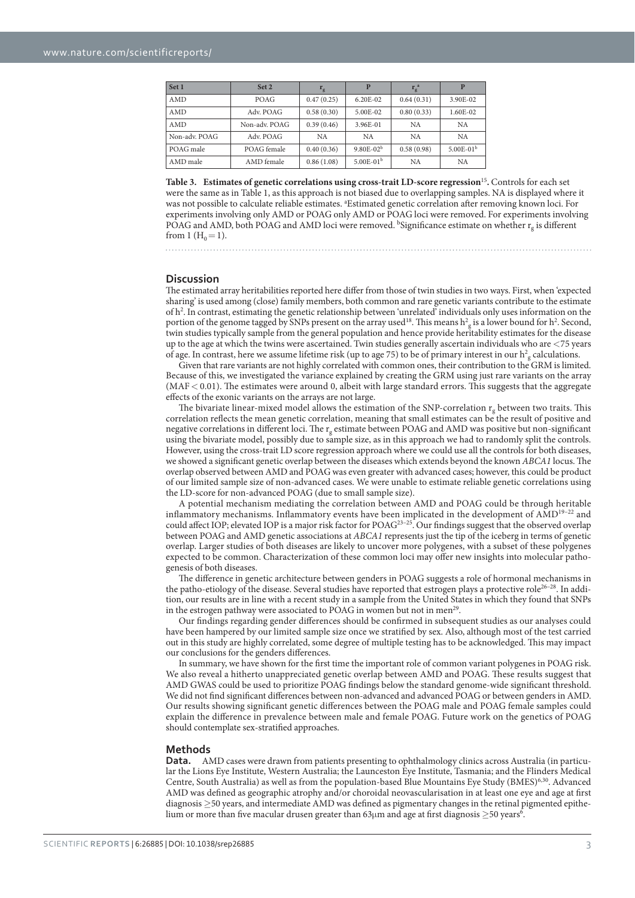| Set 1 | Set 2 | $r_g$ | P | $r_g^a$ | P |
|---|---|---|---|---|---|
| AMD | POAG | 0.47 (0.25) | 6.20E-02 | 0.64 (0.31) | 3.90E-02 |
| AMD | Adv. POAG | 0.58 (0.30) | 5.00E-02 | 0.80 (0.33) | 1.60E-02 |
| AMD | Non-adv. POAG | 0.39 (0.46) | 3.96E-01 | NA | NA |
| Non-adv. POAG | Adv. POAG | NA | NA | NA | NA |
| POAG male | POAG female | 0.40 (0.36) | 9.80E-02[b] | 0.58 (0.98) | 5.00E-01[b] |
| AMD male | AMD female | 0.86 (1.08) | 5.00E-01[b] | NA | NA |

**Table 3. Estimates of genetic correlations using cross-trait LD-score regression**[15]**.** Controls for each set were the same as in Table 1, as this approach is not biased due to overlapping samples. NA is displayed where it was not possible to calculate reliable estimates. [a]Estimated genetic correlation after removing known loci. For experiments involving only AMD or POAG only AMD or POAG loci were removed. For experiments involving POAG and AMD, both POAG and AMD loci were removed. [b]Significance estimate on whether $r_g$ is different from 1 ($H_0 = 1$).

## Discussion

The estimated array heritabilities reported here differ from those of twin studies in two ways. First, when 'expected sharing' is used among (close) family members, both common and rare genetic variants contribute to the estimate of $h^2$. In contrast, estimating the genetic relationship between 'unrelated' individuals only uses information on the portion of the genome tagged by SNPs present on the array used[18]. This means $h^2_g$ is a lower bound for $h^2$. Second, twin studies typically sample from the general population and hence provide heritability estimates for the disease up to the age at which the twins were ascertained. Twin studies generally ascertain individuals who are <75 years of age. In contrast, here we assume lifetime risk (up to age 75) to be of primary interest in our $h^2_g$ calculations.

Given that rare variants are not highly correlated with common ones, their contribution to the GRM is limited. Because of this, we investigated the variance explained by creating the GRM using just rare variants on the array (MAF < 0.01). The estimates were around 0, albeit with large standard errors. This suggests that the aggregate effects of the exonic variants on the arrays are not large.

The bivariate linear-mixed model allows the estimation of the SNP-correlation $r_g$ between two traits. This correlation reflects the mean genetic correlation, meaning that small estimates can be the result of positive and negative correlations in different loci. The $r_g$ estimate between POAG and AMD was positive but non-significant using the bivariate model, possibly due to sample size, as in this approach we had to randomly split the controls. However, using the cross-trait LD score regression approach where we could use all the controls for both diseases, we showed a significant genetic overlap between the diseases which extends beyond the known *ABCA1* locus. The overlap observed between AMD and POAG was even greater with advanced cases; however, this could be product of our limited sample size of non-advanced cases. We were unable to estimate reliable genetic correlations using the LD-score for non-advanced POAG (due to small sample size).

A potential mechanism mediating the correlation between AMD and POAG could be through heritable inflammatory mechanisms. Inflammatory events have been implicated in the development of AMD[19–22] and could affect IOP; elevated IOP is a major risk factor for POAG[23–25]. Our findings suggest that the observed overlap between POAG and AMD genetic associations at *ABCA1* represents just the tip of the iceberg in terms of genetic overlap. Larger studies of both diseases are likely to uncover more polygenes, with a subset of these polygenes expected to be common. Characterization of these common loci may offer new insights into molecular pathogenesis of both diseases.

The difference in genetic architecture between genders in POAG suggests a role of hormonal mechanisms in the patho-etiology of the disease. Several studies have reported that estrogen plays a protective role[26–28]. In addition, our results are in line with a recent study in a sample from the United States in which they found that SNPs in the estrogen pathway were associated to POAG in women but not in men[29].

Our findings regarding gender differences should be confirmed in subsequent studies as our analyses could have been hampered by our limited sample size once we stratified by sex. Also, although most of the test carried out in this study are highly correlated, some degree of multiple testing has to be acknowledged. This may impact our conclusions for the genders differences.

In summary, we have shown for the first time the important role of common variant polygenes in POAG risk. We also reveal a hitherto unappreciated genetic overlap between AMD and POAG. These results suggest that AMD GWAS could be used to prioritize POAG findings below the standard genome-wide significant threshold. We did not find significant differences between non-advanced and advanced POAG or between genders in AMD. Our results showing significant genetic differences between the POAG male and POAG female samples could explain the difference in prevalence between male and female POAG. Future work on the genetics of POAG should contemplate sex-stratified approaches.

## Methods

**Data.** AMD cases were drawn from patients presenting to ophthalmology clinics across Australia (in particular the Lions Eye Institute, Western Australia; the Launceston Eye Institute, Tasmania; and the Flinders Medical Centre, South Australia) as well as from the population-based Blue Mountains Eye Study (BMES)[6,30]. Advanced AMD was defined as geographic atrophy and/or choroidal neovascularisation in at least one eye and age at first diagnosis ≥50 years, and intermediate AMD was defined as pigmentary changes in the retinal pigmented epithelium or more than five macular drusen greater than 63μm and age at first diagnosis ≥50 years[6].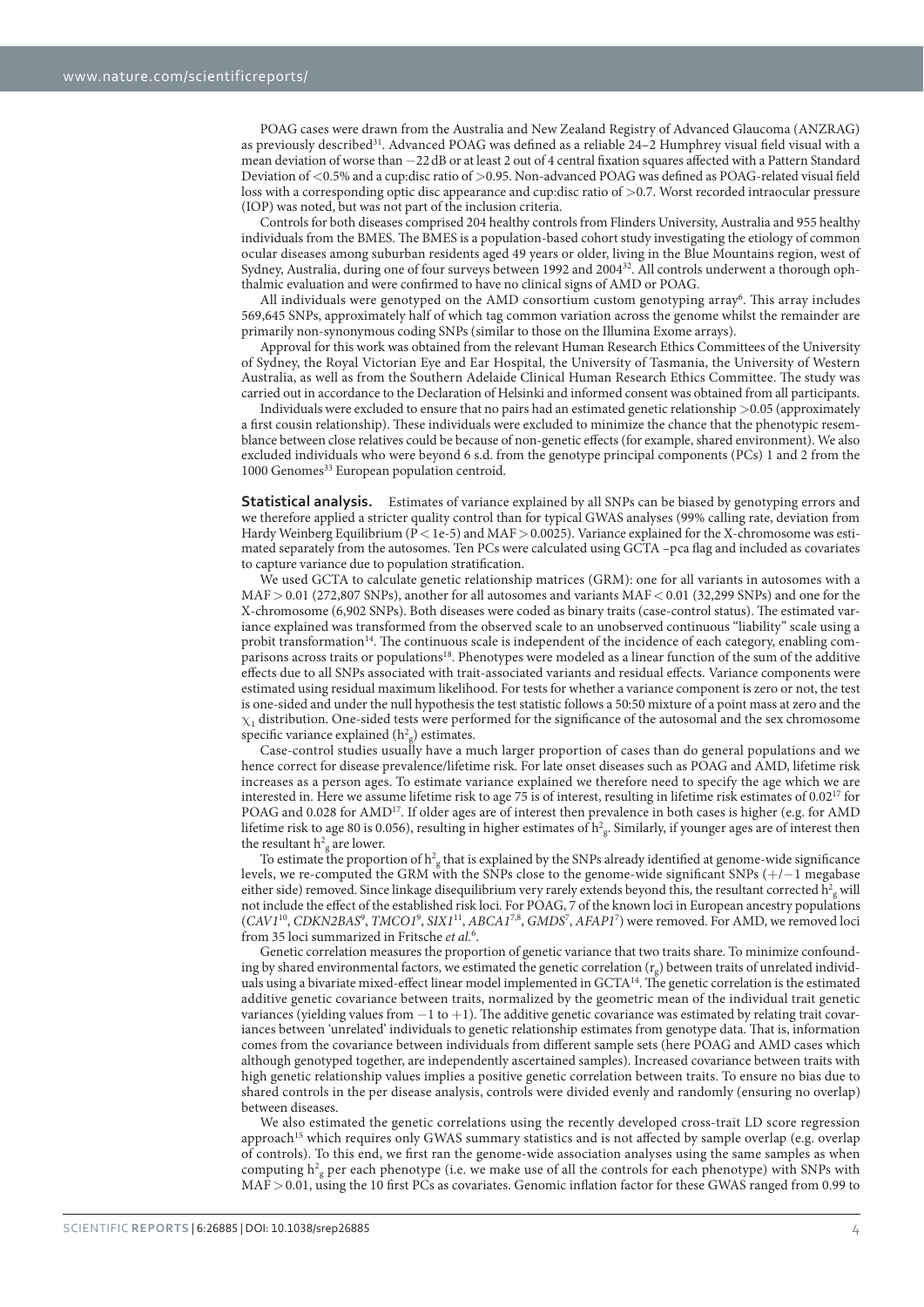POAG cases were drawn from the Australia and New Zealand Registry of Advanced Glaucoma (ANZRAG) as previously described[31]. Advanced POAG was defined as a reliable 24–2 Humphrey visual field visual with a mean deviation of worse than −22 dB or at least 2 out of 4 central fixation squares affected with a Pattern Standard Deviation of <0.5% and a cup:disc ratio of >0.95. Non-advanced POAG was defined as POAG-related visual field loss with a corresponding optic disc appearance and cup:disc ratio of >0.7. Worst recorded intraocular pressure (IOP) was noted, but was not part of the inclusion criteria.

Controls for both diseases comprised 204 healthy controls from Flinders University, Australia and 955 healthy individuals from the BMES. The BMES is a population-based cohort study investigating the etiology of common ocular diseases among suburban residents aged 49 years or older, living in the Blue Mountains region, west of Sydney, Australia, during one of four surveys between 1992 and 2004[32]. All controls underwent a thorough ophthalmic evaluation and were confirmed to have no clinical signs of AMD or POAG.

All individuals were genotyped on the AMD consortium custom genotyping array[6]. This array includes 569,645 SNPs, approximately half of which tag common variation across the genome whilst the remainder are primarily non-synonymous coding SNPs (similar to those on the Illumina Exome arrays).

Approval for this work was obtained from the relevant Human Research Ethics Committees of the University of Sydney, the Royal Victorian Eye and Ear Hospital, the University of Tasmania, the University of Western Australia, as well as from the Southern Adelaide Clinical Human Research Ethics Committee. The study was carried out in accordance to the Declaration of Helsinki and informed consent was obtained from all participants.

Individuals were excluded to ensure that no pairs had an estimated genetic relationship >0.05 (approximately a first cousin relationship). These individuals were excluded to minimize the chance that the phenotypic resemblance between close relatives could be because of non-genetic effects (for example, shared environment). We also excluded individuals who were beyond 6 s.d. from the genotype principal components (PCs) 1 and 2 from the 1000 Genomes[33] European population centroid.

**Statistical analysis.** Estimates of variance explained by all SNPs can be biased by genotyping errors and we therefore applied a stricter quality control than for typical GWAS analyses (99% calling rate, deviation from Hardy Weinberg Equilibrium ($P < 1e\text{-}5$) and MAF > 0.0025). Variance explained for the X-chromosome was estimated separately from the autosomes. Ten PCs were calculated using GCTA –pca flag and included as covariates to capture variance due to population stratification.

We used GCTA to calculate genetic relationship matrices (GRM): one for all variants in autosomes with a MAF > 0.01 (272,807 SNPs), another for all autosomes and variants MAF < 0.01 (32,299 SNPs) and one for the X-chromosome (6,902 SNPs). Both diseases were coded as binary traits (case-control status). The estimated variance explained was transformed from the observed scale to an unobserved continuous "liability" scale using a probit transformation[14]. The continuous scale is independent of the incidence of each category, enabling comparisons across traits or populations[18]. Phenotypes were modeled as a linear function of the sum of the additive effects due to all SNPs associated with trait-associated variants and residual effects. Variance components were estimated using residual maximum likelihood. For tests for whether a variance component is zero or not, the test is one-sided and under the null hypothesis the test statistic follows a 50:50 mixture of a point mass at zero and the $\chi_1$ distribution. One-sided tests were performed for the significance of the autosomal and the sex chromosome specific variance explained ($h^2_g$) estimates.

Case-control studies usually have a much larger proportion of cases than do general populations and we hence correct for disease prevalence/lifetime risk. For late onset diseases such as POAG and AMD, lifetime risk increases as a person ages. To estimate variance explained we therefore need to specify the age which we are interested in. Here we assume lifetime risk to age 75 is of interest, resulting in lifetime risk estimates of 0.02[17] for POAG and 0.028 for AMD[17]. If older ages are of interest then prevalence in both cases is higher (e.g. for AMD lifetime risk to age 80 is 0.056), resulting in higher estimates of $h^2_g$. Similarly, if younger ages are of interest then the resultant $h^2_g$ are lower.

To estimate the proportion of $h^2_g$ that is explained by the SNPs already identified at genome-wide significance levels, we re-computed the GRM with the SNPs close to the genome-wide significant SNPs (+/−1 megabase either side) removed. Since linkage disequilibrium very rarely extends beyond this, the resultant corrected $h^2_g$ will not include the effect of the established risk loci. For POAG, 7 of the known loci in European ancestry populations (*CAV1*[10], *CDKN2BAS*[9], *TMCO1*[9], *SIX1*[11], *ABCA1*[7,8], *GMDS*[7], *AFAP1*[7]) were removed. For AMD, we removed loci from 35 loci summarized in Fritsche *et al.*[6].

Genetic correlation measures the proportion of genetic variance that two traits share. To minimize confounding by shared environmental factors, we estimated the genetic correlation ($r_g$) between traits of unrelated individuals using a bivariate mixed-effect linear model implemented in GCTA[14]. The genetic correlation is the estimated additive genetic covariance between traits, normalized by the geometric mean of the individual trait genetic variances (yielding values from −1 to +1). The additive genetic covariance was estimated by relating trait covariances between 'unrelated' individuals to genetic relationship estimates from genotype data. That is, information comes from the covariance between individuals from different sample sets (here POAG and AMD cases which although genotyped together, are independently ascertained samples). Increased covariance between traits with high genetic relationship values implies a positive genetic correlation between traits. To ensure no bias due to shared controls in the per disease analysis, controls were divided evenly and randomly (ensuring no overlap) between diseases.

We also estimated the genetic correlations using the recently developed cross-trait LD score regression approach[15] which requires only GWAS summary statistics and is not affected by sample overlap (e.g. overlap of controls). To this end, we first ran the genome-wide association analyses using the same samples as when computing $h^2_g$ per each phenotype (i.e. we make use of all the controls for each phenotype) with SNPs with MAF > 0.01, using the 10 first PCs as covariates. Genomic inflation factor for these GWAS ranged from 0.99 to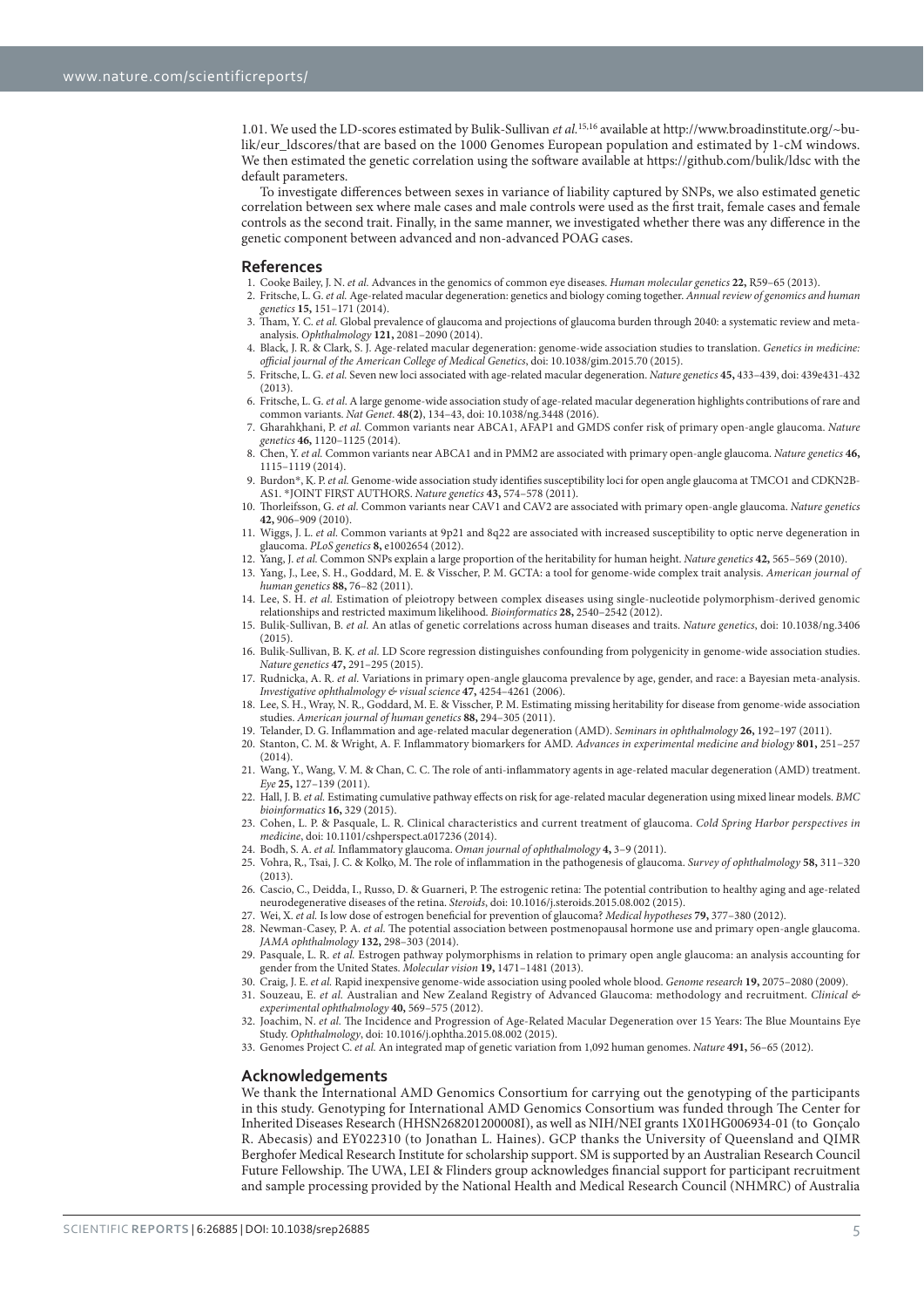1.01. We used the LD-scores estimated by Bulik-Sullivan *et al.*[15,16] available at http://www.broadinstitute.org/~bulik/eur_ldscores/that are based on the 1000 Genomes European population and estimated by 1-cM windows. We then estimated the genetic correlation using the software available at https://github.com/bulik/ldsc with the default parameters.

To investigate differences between sexes in variance of liability captured by SNPs, we also estimated genetic correlation between sex where male cases and male controls were used as the first trait, female cases and female controls as the second trait. Finally, in the same manner, we investigated whether there was any difference in the genetic component between advanced and non-advanced POAG cases.

## References

1. Cooke Bailey, J. N. *et al.* Advances in the genomics of common eye diseases. *Human molecular genetics* **22,** R59–65 (2013).
2. Fritsche, L. G. *et al.* Age-related macular degeneration: genetics and biology coming together. *Annual review of genomics and human genetics* **15,** 151–171 (2014).
3. Tham, Y. C. *et al.* Global prevalence of glaucoma and projections of glaucoma burden through 2040: a systematic review and meta-analysis. *Ophthalmology* **121,** 2081–2090 (2014).
4. Black, J. R. & Clark, S. J. Age-related macular degeneration: genome-wide association studies to translation. *Genetics in medicine: official journal of the American College of Medical Genetics*, doi: 10.1038/gim.2015.70 (2015).
5. Fritsche, L. G. *et al.* Seven new loci associated with age-related macular degeneration. *Nature genetics* **45,** 433–439, doi: 439e431-432 (2013).
6. Fritsche, L. G. *et al.* A large genome-wide association study of age-related macular degeneration highlights contributions of rare and common variants. *Nat Genet.* **48(2)**, 134–43, doi: 10.1038/ng.3448 (2016).
7. Gharahkhani, P. *et al.* Common variants near ABCA1, AFAP1 and GMDS confer risk of primary open-angle glaucoma. *Nature genetics* **46,** 1120–1125 (2014).
8. Chen, Y. *et al.* Common variants near ABCA1 and in PMM2 are associated with primary open-angle glaucoma. *Nature genetics* **46,** 1115–1119 (2014).
9. Burdon*, K. P. *et al.* Genome-wide association study identifies susceptibility loci for open angle glaucoma at TMCO1 and CDKN2B-AS1. *JOINT FIRST AUTHORS. *Nature genetics* **43,** 574–578 (2011).
10. Thorleifsson, G. *et al.* Common variants near CAV1 and CAV2 are associated with primary open-angle glaucoma. *Nature genetics* **42,** 906–909 (2010).
11. Wiggs, J. L. *et al.* Common variants at 9p21 and 8q22 are associated with increased susceptibility to optic nerve degeneration in glaucoma. *PLoS genetics* **8,** e1002654 (2012).
12. Yang, J. *et al.* Common SNPs explain a large proportion of the heritability for human height. *Nature genetics* **42,** 565–569 (2010).
13. Yang, J., Lee, S. H., Goddard, M. E. & Visscher, P. M. GCTA: a tool for genome-wide complex trait analysis. *American journal of human genetics* **88,** 76–82 (2011).
14. Lee, S. H. *et al.* Estimation of pleiotropy between complex diseases using single-nucleotide polymorphism-derived genomic relationships and restricted maximum likelihood. *Bioinformatics* **28,** 2540–2542 (2012).
15. Bulik-Sullivan, B. *et al.* An atlas of genetic correlations across human diseases and traits. *Nature genetics*, doi: 10.1038/ng.3406 (2015).
16. Bulik-Sullivan, B. K. *et al.* LD Score regression distinguishes confounding from polygenicity in genome-wide association studies. *Nature genetics* **47,** 291–295 (2015).
17. Rudnicka, A. R. *et al.* Variations in primary open-angle glaucoma prevalence by age, gender, and race: a Bayesian meta-analysis. *Investigative ophthalmology & visual science* **47,** 4254–4261 (2006).
18. Lee, S. H., Wray, N. R., Goddard, M. E. & Visscher, P. M. Estimating missing heritability for disease from genome-wide association studies. *American journal of human genetics* **88,** 294–305 (2011).
19. Telander, D. G. Inflammation and age-related macular degeneration (AMD). *Seminars in ophthalmology* **26,** 192–197 (2011).
20. Stanton, C. M. & Wright, A. F. Inflammatory biomarkers for AMD. *Advances in experimental medicine and biology* **801,** 251–257 (2014).
21. Wang, Y., Wang, V. M. & Chan, C. C. The role of anti-inflammatory agents in age-related macular degeneration (AMD) treatment. *Eye* **25,** 127–139 (2011).
22. Hall, J. B. *et al.* Estimating cumulative pathway effects on risk for age-related macular degeneration using mixed linear models. *BMC bioinformatics* **16,** 329 (2015).
23. Cohen, L. P. & Pasquale, L. R. Clinical characteristics and current treatment of glaucoma. *Cold Spring Harbor perspectives in medicine*, doi: 10.1101/cshperspect.a017236 (2014).
24. Bodh, S. A. *et al.* Inflammatory glaucoma. *Oman journal of ophthalmology* **4,** 3–9 (2011).
25. Vohra, R., Tsai, J. C. & Kolko, M. The role of inflammation in the pathogenesis of glaucoma. *Survey of ophthalmology* **58,** 311–320 (2013).
26. Cascio, C., Deidda, I., Russo, D. & Guarneri, P. The estrogenic retina: The potential contribution to healthy aging and age-related neurodegenerative diseases of the retina. *Steroids*, doi: 10.1016/j.steroids.2015.08.002 (2015).
27. Wei, X. *et al.* Is low dose of estrogen beneficial for prevention of glaucoma? *Medical hypotheses* **79,** 377–380 (2012).
28. Newman-Casey, P. A. *et al.* The potential association between postmenopausal hormone use and primary open-angle glaucoma. *JAMA ophthalmology* **132,** 298–303 (2014).
29. Pasquale, L. R. *et al.* Estrogen pathway polymorphisms in relation to primary open angle glaucoma: an analysis accounting for gender from the United States. *Molecular vision* **19,** 1471–1481 (2013).
30. Craig, J. E. *et al.* Rapid inexpensive genome-wide association using pooled whole blood. *Genome research* **19,** 2075–2080 (2009).
31. Souzeau, E. *et al.* Australian and New Zealand Registry of Advanced Glaucoma: methodology and recruitment. *Clinical & experimental ophthalmology* **40,** 569–575 (2012).
32. Joachim, N. *et al.* The Incidence and Progression of Age-Related Macular Degeneration over 15 Years: The Blue Mountains Eye Study. *Ophthalmology*, doi: 10.1016/j.ophtha.2015.08.002 (2015).
33. Genomes Project C. *et al.* An integrated map of genetic variation from 1,092 human genomes. *Nature* **491,** 56–65 (2012).

## Acknowledgements

We thank the International AMD Genomics Consortium for carrying out the genotyping of the participants in this study. Genotyping for International AMD Genomics Consortium was funded through The Center for Inherited Diseases Research (HHSN268201200008I), as well as NIH/NEI grants 1X01HG006934-01 (to Gonçalo R. Abecasis) and EY022310 (to Jonathan L. Haines). GCP thanks the University of Queensland and QIMR Berghofer Medical Research Institute for scholarship support. SM is supported by an Australian Research Council Future Fellowship. The UWA, LEI & Flinders group acknowledges financial support for participant recruitment and sample processing provided by the National Health and Medical Research Council (NHMRC) of Australia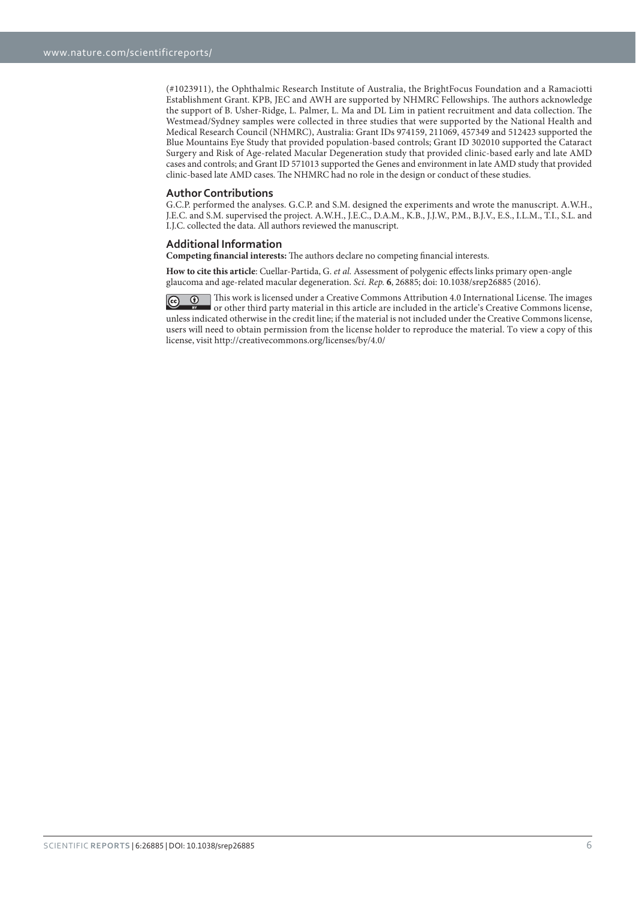(#1023911), the Ophthalmic Research Institute of Australia, the BrightFocus Foundation and a Ramaciotti Establishment Grant. KPB, JEC and AWH are supported by NHMRC Fellowships. The authors acknowledge the support of B. Usher-Ridge, L. Palmer, L. Ma and DL Lim in patient recruitment and data collection. The Westmead/Sydney samples were collected in three studies that were supported by the National Health and Medical Research Council (NHMRC), Australia: Grant IDs 974159, 211069, 457349 and 512423 supported the Blue Mountains Eye Study that provided population-based controls; Grant ID 302010 supported the Cataract Surgery and Risk of Age-related Macular Degeneration study that provided clinic-based early and late AMD cases and controls; and Grant ID 571013 supported the Genes and environment in late AMD study that provided clinic-based late AMD cases. The NHMRC had no role in the design or conduct of these studies.

## Author Contributions

G.C.P. performed the analyses. G.C.P. and S.M. designed the experiments and wrote the manuscript. A.W.H., J.E.C. and S.M. supervised the project. A.W.H., J.E.C., D.A.M., K.B., J.J.W., P.M., B.J.V., E.S., I.L.M., T.I., S.L. and I.J.C. collected the data. All authors reviewed the manuscript.

## Additional Information

**Competing financial interests:** The authors declare no competing financial interests.

**How to cite this article**: Cuellar-Partida, G. *et al.* Assessment of polygenic effects links primary open-angle glaucoma and age-related macular degeneration. *Sci. Rep.* **6**, 26885; doi: 10.1038/srep26885 (2016).

This work is licensed under a Creative Commons Attribution 4.0 International License. The images or other third party material in this article are included in the article's Creative Commons license, unless indicated otherwise in the credit line; if the material is not included under the Creative Commons license, users will need to obtain permission from the license holder to reproduce the material. To view a copy of this license, visit http://creativecommons.org/licenses/by/4.0/